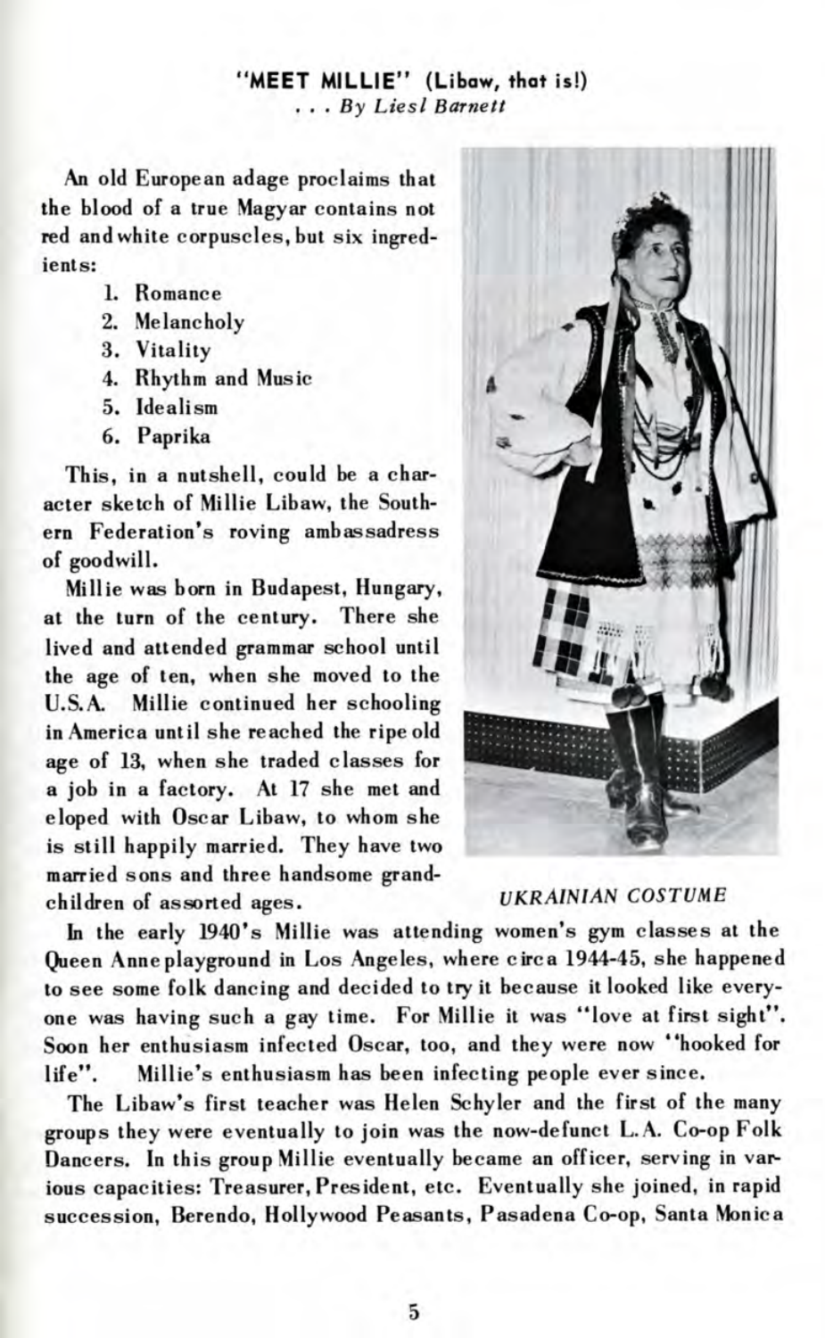## "MEET MILLIE" (Libaw, that is!)

*. . . By Liesl Barnett*

An old European adage proclaims that the blood of a true Magyar contains not red and white corpuscles, but six ingredients:

1. Romance
2. Melancholy
3. Vitality
4. Rhythm and Music
5. Idealism
6. Paprika

This, in a nutshell, could be a character sketch of Millie Libaw, the Southern Federation's roving ambassadress of goodwill.

Millie was born in Budapest, Hungary, at the turn of the century. There she lived and attended grammar school until the age of ten, when she moved to the U.S.A. Millie continued her schooling in America until she reached the ripe old age of 13, when she traded classes for a job in a factory. At 17 she met and eloped with Oscar Libaw, to whom she is still happily married. They have two married sons and three handsome grandchildren of assorted ages.

*UKRAINIAN COSTUME*

In the early 1940's Millie was attending women's gym classes at the Queen Anne playground in Los Angeles, where circa 1944-45, she happened to see some folk dancing and decided to try it because it looked like everyone was having such a gay time. For Millie it was "love at first sight". Soon her enthusiasm infected Oscar, too, and they were now "hooked for life". Millie's enthusiasm has been infecting people ever since.

The Libaw's first teacher was Helen Schyler and the first of the many groups they were eventually to join was the now-defunct L.A. Co-op Folk Dancers. In this group Millie eventually became an officer, serving in various capacities: Treasurer, President, etc. Eventually she joined, in rapid succession, Berendo, Hollywood Peasants, Pasadena Co-op, Santa Monica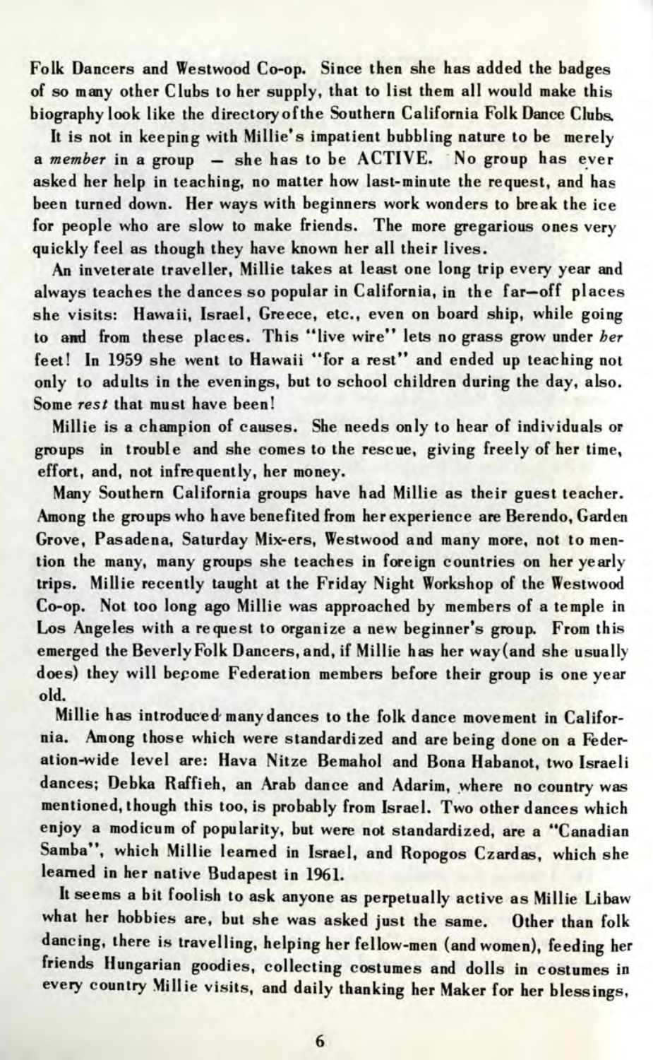Folk Dancers and Westwood Co-op. Since then she has added the badges of so many other Clubs to her supply, that to list them all would make this biography look like the directory of the Southern California Folk Dance Clubs.

It is not in keeping with Millie's impatient bubbling nature to be merely a *member* in a group — she has to be ACTIVE. No group has ever asked her help in teaching, no matter how last-minute the request, and has been turned down. Her ways with beginners work wonders to break the ice for people who are slow to make friends. The more gregarious ones very quickly feel as though they have known her all their lives.

An inveterate traveller, Millie takes at least one long trip every year and always teaches the dances so popular in California, in the far—off places she visits: Hawaii, Israel, Greece, etc., even on board ship, while going to and from these places. This "live wire" lets no grass grow under *her* feet! In 1959 she went to Hawaii "for a rest" and ended up teaching not only to adults in the evenings, but to school children during the day, also. Some *rest* that must have been!

Millie is a champion of causes. She needs only to hear of individuals or groups in trouble and she comes to the rescue, giving freely of her time, effort, and, not infrequently, her money.

Many Southern California groups have had Millie as their guest teacher. Among the groups who have benefited from her experience are Berendo, Garden Grove, Pasadena, Saturday Mix-ers, Westwood and many more, not to mention the many, many groups she teaches in foreign countries on her yearly trips. Millie recently taught at the Friday Night Workshop of the Westwood Co-op. Not too long ago Millie was approached by members of a temple in Los Angeles with a request to organize a new beginner's group. From this emerged the Beverly Folk Dancers, and, if Millie has her way (and she usually does) they will become Federation members before their group is one year old.

Millie has introduced many dances to the folk dance movement in California. Among those which were standardized and are being done on a Federation-wide level are: Hava Nitze Bemahol and Bona Habanot, two Israeli dances; Debka Raffieh, an Arab dance and Adarim, where no country was mentioned, though this too, is probably from Israel. Two other dances which enjoy a modicum of popularity, but were not standardized, are a "Canadian Samba", which Millie learned in Israel, and Ropogos Czardas, which she learned in her native Budapest in 1961.

It seems a bit foolish to ask anyone as perpetually active as Millie Libaw what her hobbies are, but she was asked just the same. Other than folk dancing, there is travelling, helping her fellow-men (and women), feeding her friends Hungarian goodies, collecting costumes and dolls in costumes in every country Millie visits, and daily thanking her Maker for her blessings,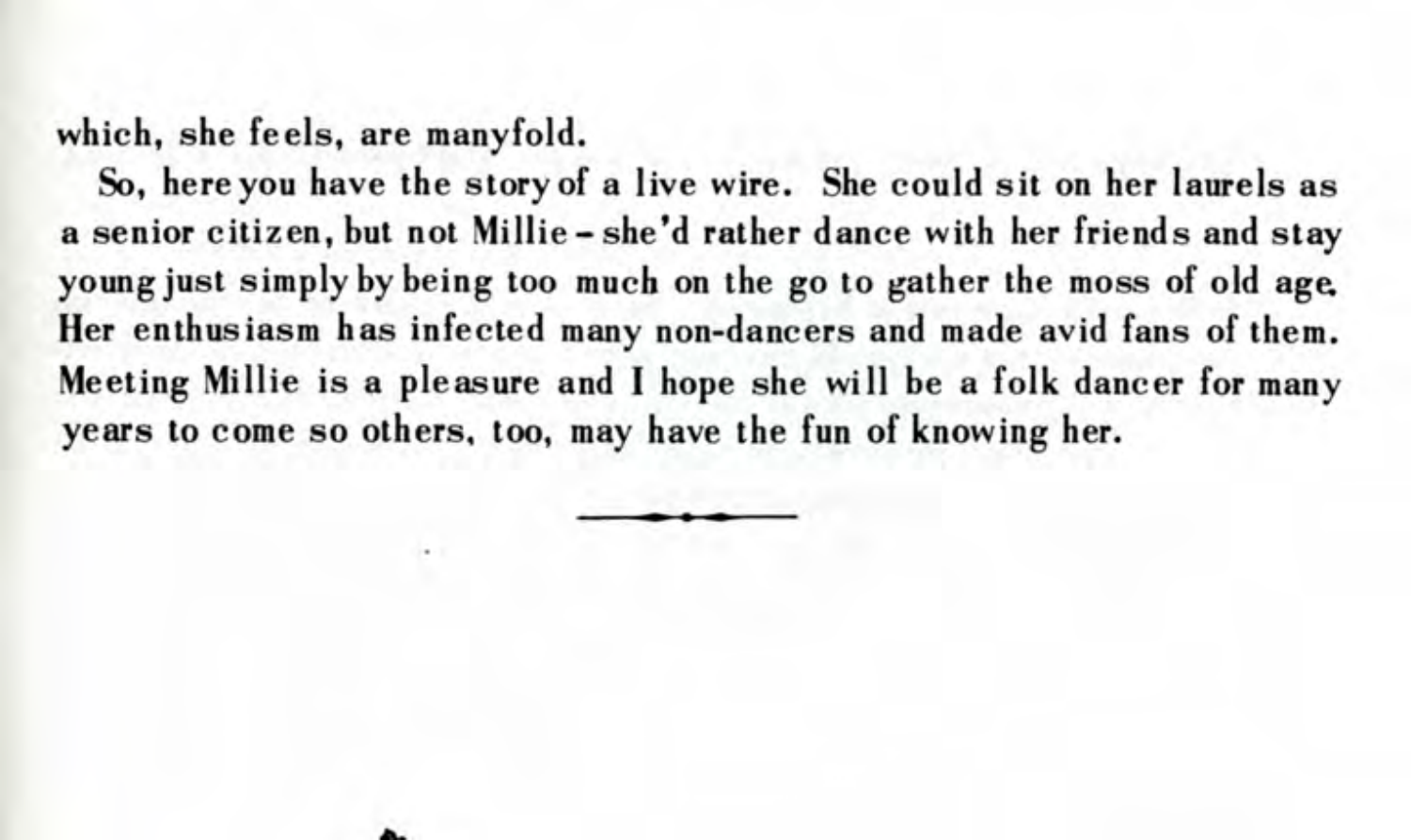which, she feels, are manyfold.

So, here you have the story of a live wire. She could sit on her laurels as a senior citizen, but not Millie – she'd rather dance with her friends and stay young just simply by being too much on the go to gather the moss of old age. Her enthusiasm has infected many non-dancers and made avid fans of them. Meeting Millie is a pleasure and I hope she will be a folk dancer for many years to come so others, too, may have the fun of knowing her.